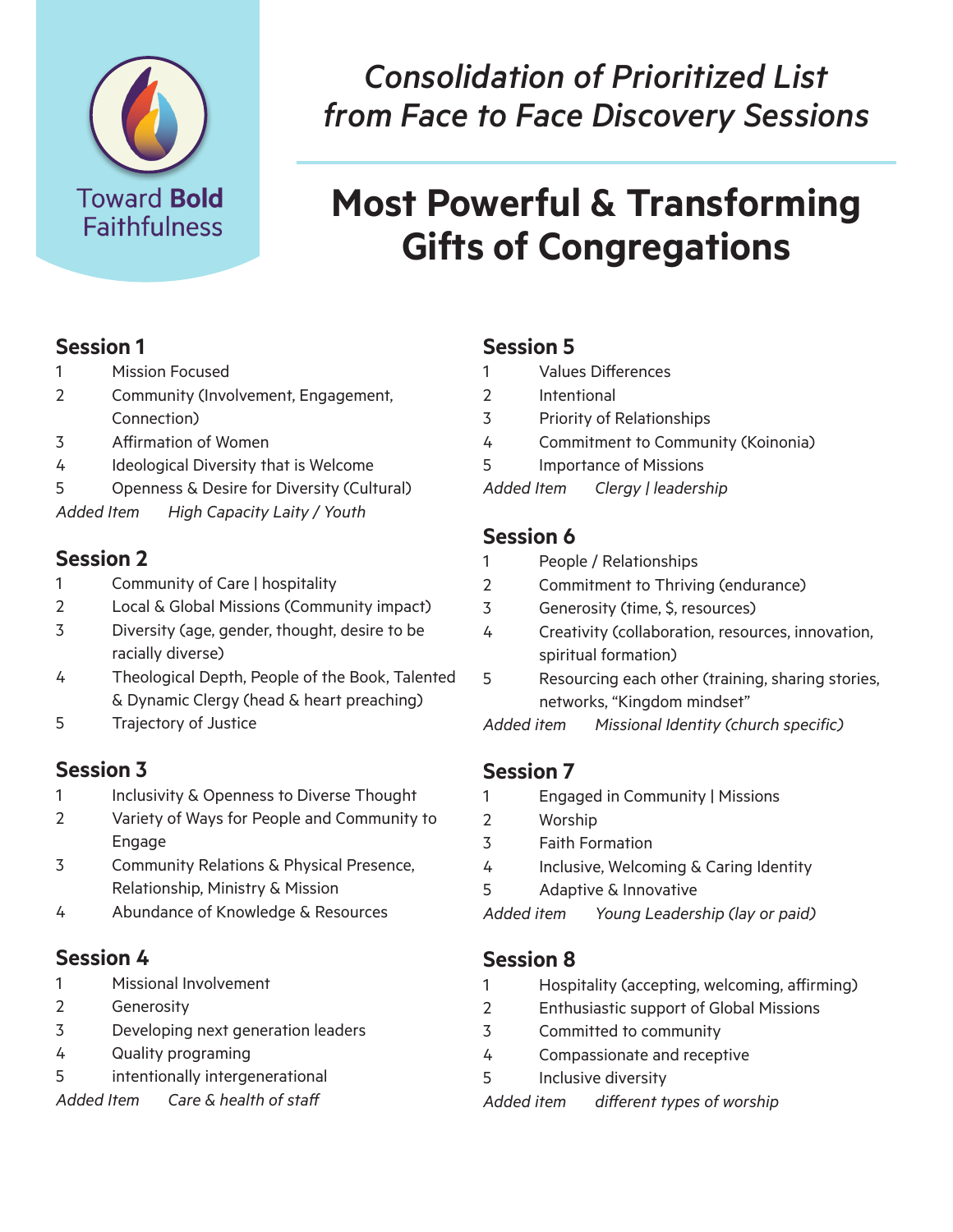Toward **Bold** Faithfulness

*Consolidation of Prioritized List from Face to Face Discovery Sessions*

# Most Powerful & Transforming Gifts of Congregations

## Session 1

1 Mission Focused
2 Community (Involvement, Engagement, Connection)
3 Affirmation of Women
4 Ideological Diversity that is Welcome
5 Openness & Desire for Diversity (Cultural)
*Added Item High Capacity Laity / Youth*

## Session 2

1 Community of Care | hospitality
2 Local & Global Missions (Community impact)
3 Diversity (age, gender, thought, desire to be racially diverse)
4 Theological Depth, People of the Book, Talented & Dynamic Clergy (head & heart preaching)
5 Trajectory of Justice

## Session 3

1 Inclusivity & Openness to Diverse Thought
2 Variety of Ways for People and Community to Engage
3 Community Relations & Physical Presence, Relationship, Ministry & Mission
4 Abundance of Knowledge & Resources

## Session 4

1 Missional Involvement
2 Generosity
3 Developing next generation leaders
4 Quality programing
5 intentionally intergenerational
*Added Item Care & health of staff*

## Session 5

1 Values Differences
2 Intentional
3 Priority of Relationships
4 Commitment to Community (Koinonia)
5 Importance of Missions
*Added Item Clergy | leadership*

## Session 6

1 People / Relationships
2 Commitment to Thriving (endurance)
3 Generosity (time, $, resources)
4 Creativity (collaboration, resources, innovation, spiritual formation)
5 Resourcing each other (training, sharing stories, networks, "Kingdom mindset"
*Added item Missional Identity (church specific)*

## Session 7

1 Engaged in Community | Missions
2 Worship
3 Faith Formation
4 Inclusive, Welcoming & Caring Identity
5 Adaptive & Innovative
*Added item Young Leadership (lay or paid)*

## Session 8

1 Hospitality (accepting, welcoming, affirming)
2 Enthusiastic support of Global Missions
3 Committed to community
4 Compassionate and receptive
5 Inclusive diversity
*Added item different types of worship*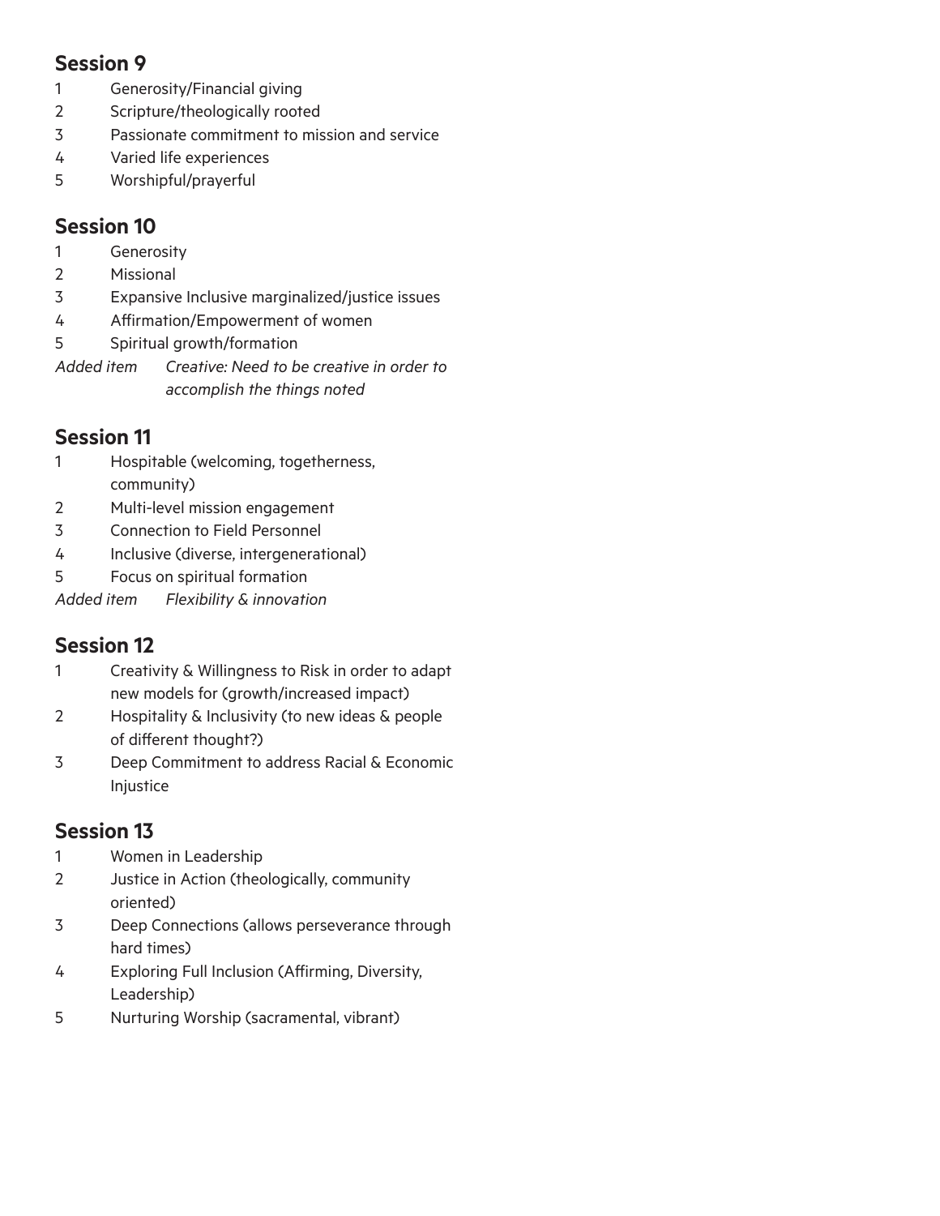## Session 9

1 Generosity/Financial giving
2 Scripture/theologically rooted
3 Passionate commitment to mission and service
4 Varied life experiences
5 Worshipful/prayerful

## Session 10

1 Generosity
2 Missional
3 Expansive Inclusive marginalized/justice issues
4 Affirmation/Empowerment of women
5 Spiritual growth/formation
*Added item* *Creative: Need to be creative in order to accomplish the things noted*

## Session 11

1 Hospitable (welcoming, togetherness, community)
2 Multi-level mission engagement
3 Connection to Field Personnel
4 Inclusive (diverse, intergenerational)
5 Focus on spiritual formation
*Added item* *Flexibility & innovation*

## Session 12

1 Creativity & Willingness to Risk in order to adapt new models for (growth/increased impact)
2 Hospitality & Inclusivity (to new ideas & people of different thought?)
3 Deep Commitment to address Racial & Economic Injustice

## Session 13

1 Women in Leadership
2 Justice in Action (theologically, community oriented)
3 Deep Connections (allows perseverance through hard times)
4 Exploring Full Inclusion (Affirming, Diversity, Leadership)
5 Nurturing Worship (sacramental, vibrant)